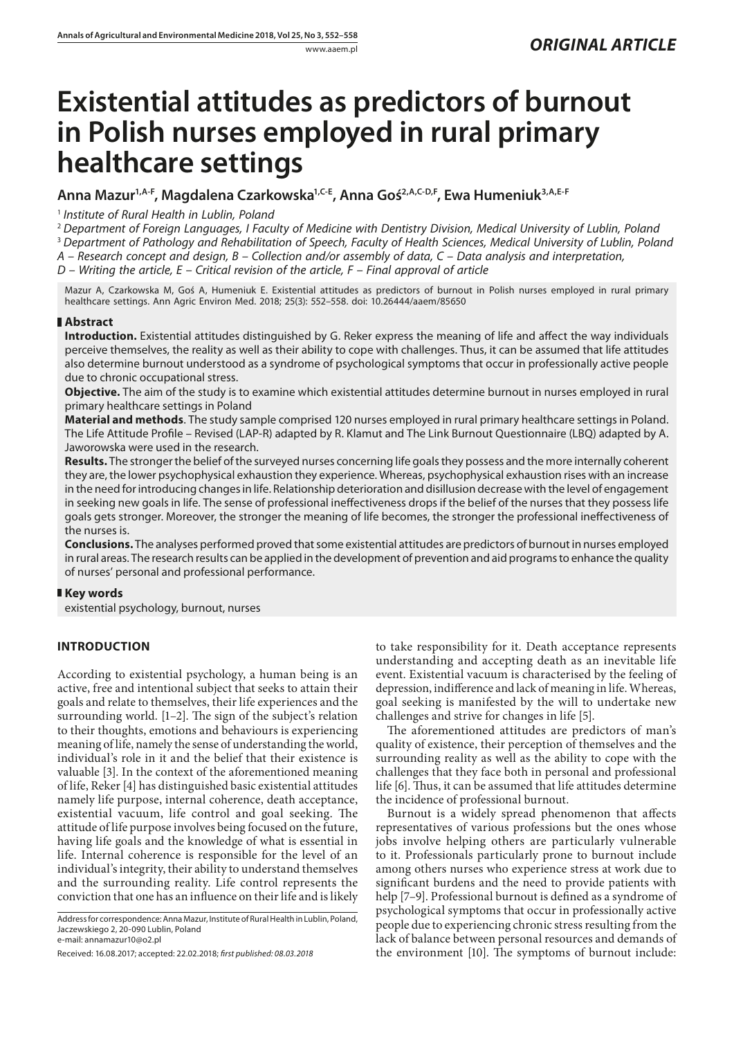*ORIGINAL ARTICLE*

# Existential attitudes as predictors of burnout in Polish nurses employed in rural primary healthcare settings

**Anna Mazur[1,A-F], Magdalena Czarkowska[1,C-E], Anna Goś[2,A,C-D,F], Ewa Humeniuk[3,A,E-F]**

[1] *Institute of Rural Health in Lublin, Poland*

[2] *Department of Foreign Languages, I Faculty of Medicine with Dentistry Division, Medical University of Lublin, Poland*

[3] *Department of Pathology and Rehabilitation of Speech, Faculty of Health Sciences, Medical University of Lublin, Poland*

*A – Research concept and design, B – Collection and/or assembly of data, C – Data analysis and interpretation, D – Writing the article, E – Critical revision of the article, F – Final approval of article*

Mazur A, Czarkowska M, Goś A, Humeniuk E. Existential attitudes as predictors of burnout in Polish nurses employed in rural primary healthcare settings. Ann Agric Environ Med. 2018; 25(3): 552–558. doi: 10.26444/aaem/85650

## Abstract

**Introduction.** Existential attitudes distinguished by G. Reker express the meaning of life and affect the way individuals perceive themselves, the reality as well as their ability to cope with challenges. Thus, it can be assumed that life attitudes also determine burnout understood as a syndrome of psychological symptoms that occur in professionally active people due to chronic occupational stress.

**Objective.** The aim of the study is to examine which existential attitudes determine burnout in nurses employed in rural primary healthcare settings in Poland

**Material and methods**. The study sample comprised 120 nurses employed in rural primary healthcare settings in Poland. The Life Attitude Profile – Revised (LAP-R) adapted by R. Klamut and The Link Burnout Questionnaire (LBQ) adapted by A. Jaworowska were used in the research.

**Results.** The stronger the belief of the surveyed nurses concerning life goals they possess and the more internally coherent they are, the lower psychophysical exhaustion they experience. Whereas, psychophysical exhaustion rises with an increase in the need for introducing changes in life. Relationship deterioration and disillusion decrease with the level of engagement in seeking new goals in life. The sense of professional ineffectiveness drops if the belief of the nurses that they possess life goals gets stronger. Moreover, the stronger the meaning of life becomes, the stronger the professional ineffectiveness of the nurses is.

**Conclusions.** The analyses performed proved that some existential attitudes are predictors of burnout in nurses employed in rural areas. The research results can be applied in the development of prevention and aid programs to enhance the quality of nurses' personal and professional performance.

## Key words

existential psychology, burnout, nurses

## INTRODUCTION

According to existential psychology, a human being is an active, free and intentional subject that seeks to attain their goals and relate to themselves, their life experiences and the surrounding world. [1–2]. The sign of the subject's relation to their thoughts, emotions and behaviours is experiencing meaning of life, namely the sense of understanding the world, individual's role in it and the belief that their existence is valuable [3]. In the context of the aforementioned meaning of life, Reker [4] has distinguished basic existential attitudes namely life purpose, internal coherence, death acceptance, existential vacuum, life control and goal seeking. The attitude of life purpose involves being focused on the future, having life goals and the knowledge of what is essential in life. Internal coherence is responsible for the level of an individual's integrity, their ability to understand themselves and the surrounding reality. Life control represents the conviction that one has an influence on their life and is likely to take responsibility for it. Death acceptance represents understanding and accepting death as an inevitable life event. Existential vacuum is characterised by the feeling of depression, indifference and lack of meaning in life. Whereas, goal seeking is manifested by the will to undertake new challenges and strive for changes in life [5].

The aforementioned attitudes are predictors of man's quality of existence, their perception of themselves and the surrounding reality as well as the ability to cope with the challenges that they face both in personal and professional life [6]. Thus, it can be assumed that life attitudes determine the incidence of professional burnout.

Burnout is a widely spread phenomenon that affects representatives of various professions but the ones whose jobs involve helping others are particularly vulnerable to it. Professionals particularly prone to burnout include among others nurses who experience stress at work due to significant burdens and the need to provide patients with help [7–9]. Professional burnout is defined as a syndrome of psychological symptoms that occur in professionally active people due to experiencing chronic stress resulting from the lack of balance between personal resources and demands of the environment [10]. The symptoms of burnout include:

Address for correspondence: Anna Mazur, Institute of Rural Health in Lublin, Poland, Jaczewskiego 2, 20-090 Lublin, Poland
e-mail: annamazur10@o2.pl

Received: 16.08.2017; accepted: 22.02.2018; *first published: 08.03.2018*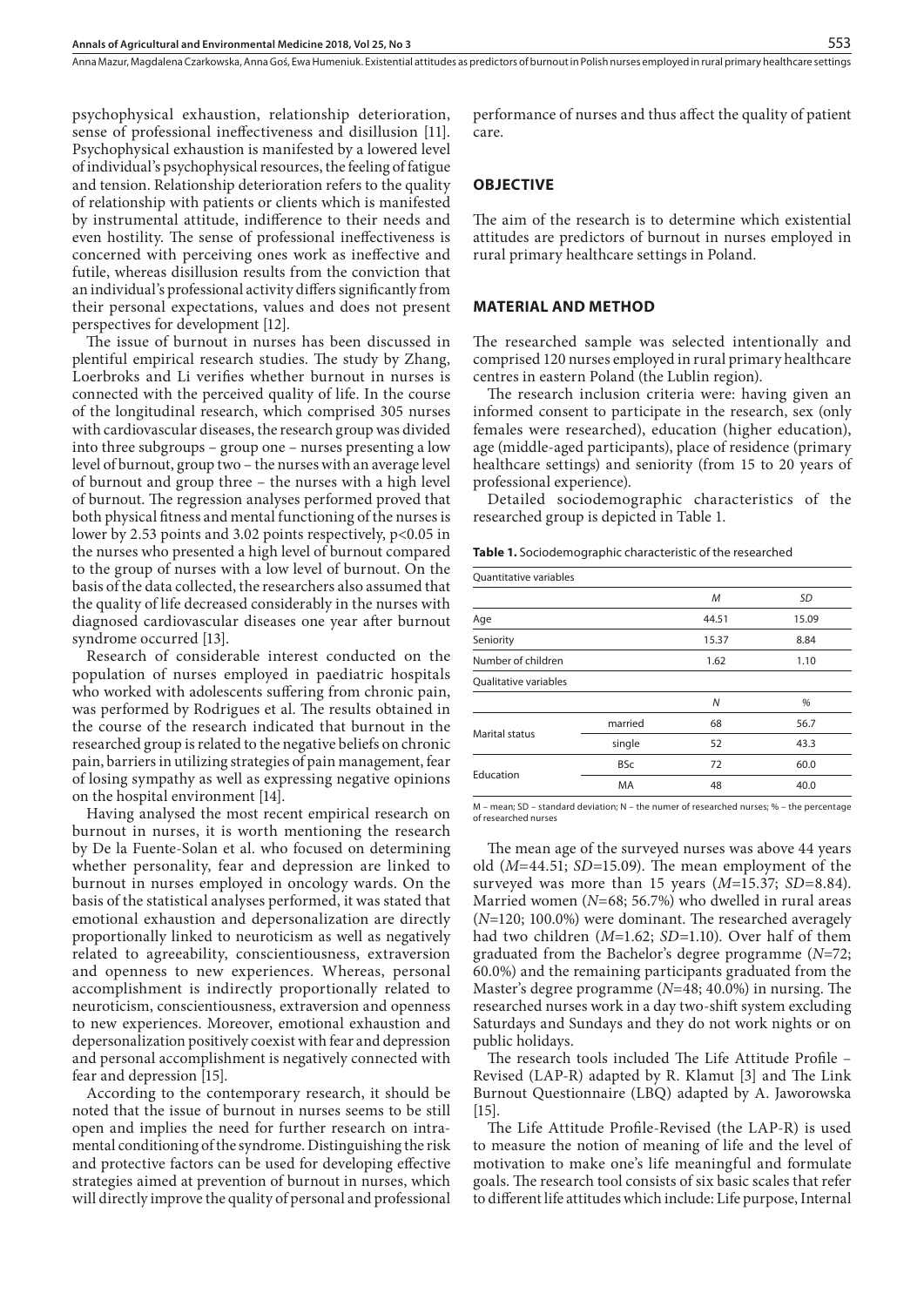psychophysical exhaustion, relationship deterioration, sense of professional ineffectiveness and disillusion [11]. Psychophysical exhaustion is manifested by a lowered level of individual's psychophysical resources, the feeling of fatigue and tension. Relationship deterioration refers to the quality of relationship with patients or clients which is manifested by instrumental attitude, indifference to their needs and even hostility. The sense of professional ineffectiveness is concerned with perceiving ones work as ineffective and futile, whereas disillusion results from the conviction that an individual's professional activity differs significantly from their personal expectations, values and does not present perspectives for development [12].

The issue of burnout in nurses has been discussed in plentiful empirical research studies. The study by Zhang, Loerbroks and Li verifies whether burnout in nurses is connected with the perceived quality of life. In the course of the longitudinal research, which comprised 305 nurses with cardiovascular diseases, the research group was divided into three subgroups – group one – nurses presenting a low level of burnout, group two – the nurses with an average level of burnout and group three – the nurses with a high level of burnout. The regression analyses performed proved that both physical fitness and mental functioning of the nurses is lower by 2.53 points and 3.02 points respectively, $p<0.05$ in the nurses who presented a high level of burnout compared to the group of nurses with a low level of burnout. On the basis of the data collected, the researchers also assumed that the quality of life decreased considerably in the nurses with diagnosed cardiovascular diseases one year after burnout syndrome occurred [13].

Research of considerable interest conducted on the population of nurses employed in paediatric hospitals who worked with adolescents suffering from chronic pain, was performed by Rodrigues et al. The results obtained in the course of the research indicated that burnout in the researched group is related to the negative beliefs on chronic pain, barriers in utilizing strategies of pain management, fear of losing sympathy as well as expressing negative opinions on the hospital environment [14].

Having analysed the most recent empirical research on burnout in nurses, it is worth mentioning the research by De la Fuente-Solan et al. who focused on determining whether personality, fear and depression are linked to burnout in nurses employed in oncology wards. On the basis of the statistical analyses performed, it was stated that emotional exhaustion and depersonalization are directly proportionally linked to neuroticism as well as negatively related to agreeability, conscientiousness, extraversion and openness to new experiences. Whereas, personal accomplishment is indirectly proportionally related to neuroticism, conscientiousness, extraversion and openness to new experiences. Moreover, emotional exhaustion and depersonalization positively coexist with fear and depression and personal accomplishment is negatively connected with fear and depression [15].

According to the contemporary research, it should be noted that the issue of burnout in nurses seems to be still open and implies the need for further research on intramental conditioning of the syndrome. Distinguishing the risk and protective factors can be used for developing effective strategies aimed at prevention of burnout in nurses, which will directly improve the quality of personal and professional performance of nurses and thus affect the quality of patient care.

## OBJECTIVE

The aim of the research is to determine which existential attitudes are predictors of burnout in nurses employed in rural primary healthcare settings in Poland.

## MATERIAL AND METHOD

The researched sample was selected intentionally and comprised 120 nurses employed in rural primary healthcare centres in eastern Poland (the Lublin region).

The research inclusion criteria were: having given an informed consent to participate in the research, sex (only females were researched), education (higher education), age (middle-aged participants), place of residence (primary healthcare settings) and seniority (from 15 to 20 years of professional experience).

Detailed sociodemographic characteristics of the researched group is depicted in Table 1.

**Table 1.** Sociodemographic characteristic of the researched

| Quantitative variables | | | |
|---|---|---|---|
| | | *M* | *SD* |
| Age | | 44.51 | 15.09 |
| Seniority | | 15.37 | 8.84 |
| Number of children | | 1.62 | 1.10 |
| **Qualitative variables** | | | |
| | | *N* | % |
| Marital status | married | 68 | 56.7 |
| | single | 52 | 43.3 |
| Education | BSc | 72 | 60.0 |
| | MA | 48 | 40.0 |

M – mean; SD – standard deviation; N – the numer of researched nurses; % – the percentage of researched nurses

The mean age of the surveyed nurses was above 44 years old (*M*=44.51; *SD*=15.09). The mean employment of the surveyed was more than 15 years (*M*=15.37; *SD*=8.84). Married women (*N*=68; 56.7%) who dwelled in rural areas (*N*=120; 100.0%) were dominant. The researched averagely had two children (*M*=1.62; *SD*=1.10). Over half of them graduated from the Bachelor's degree programme (*N*=72; 60.0%) and the remaining participants graduated from the Master's degree programme (*N*=48; 40.0%) in nursing. The researched nurses work in a day two-shift system excluding Saturdays and Sundays and they do not work nights or on public holidays.

The research tools included The Life Attitude Profile – Revised (LAP-R) adapted by R. Klamut [3] and The Link Burnout Questionnaire (LBQ) adapted by A. Jaworowska [15].

The Life Attitude Profile-Revised (the LAP-R) is used to measure the notion of meaning of life and the level of motivation to make one's life meaningful and formulate goals. The research tool consists of six basic scales that refer to different life attitudes which include: Life purpose, Internal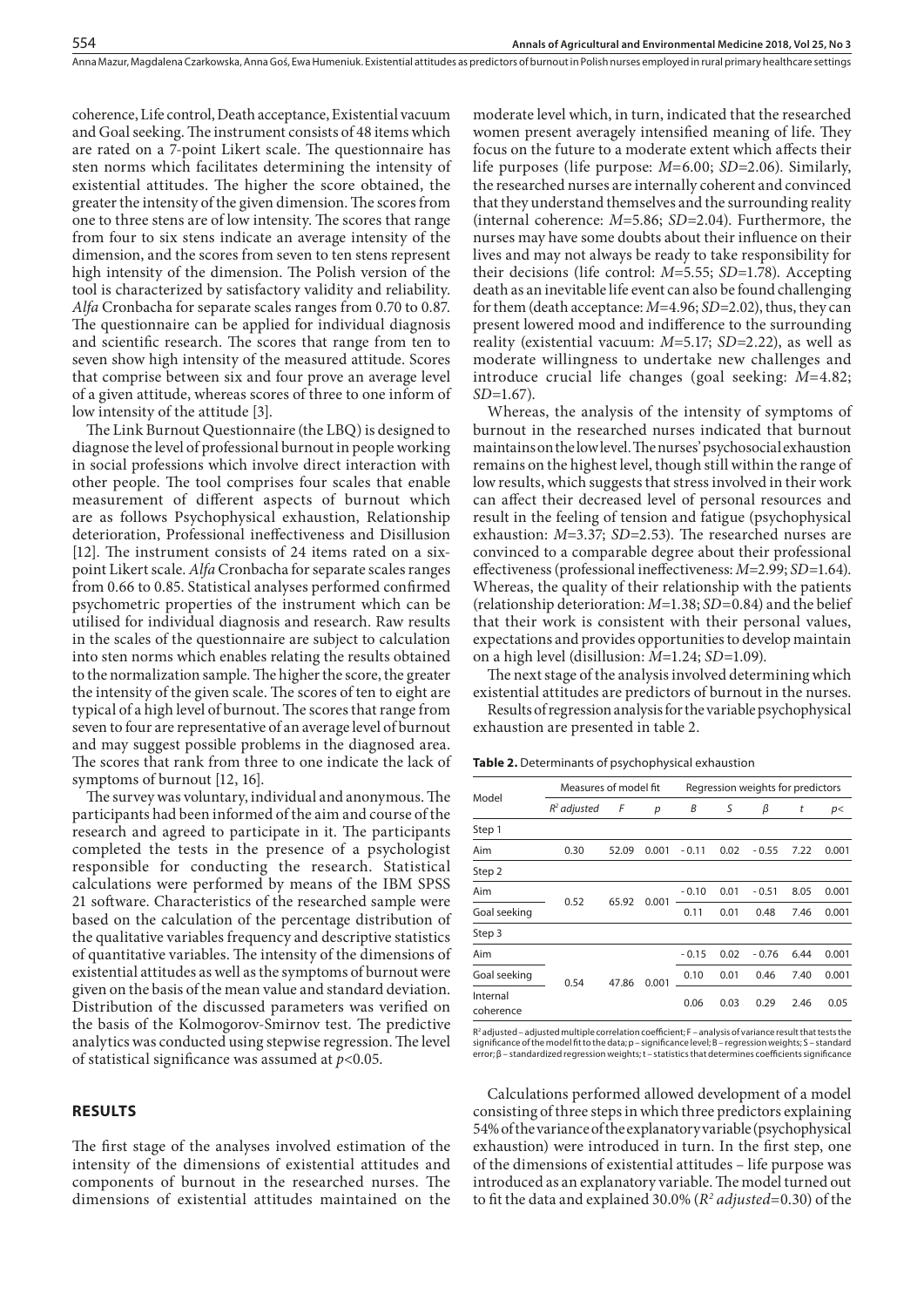coherence, Life control, Death acceptance, Existential vacuum and Goal seeking. The instrument consists of 48 items which are rated on a 7-point Likert scale. The questionnaire has sten norms which facilitates determining the intensity of existential attitudes. The higher the score obtained, the greater the intensity of the given dimension. The scores from one to three stens are of low intensity. The scores that range from four to six stens indicate an average intensity of the dimension, and the scores from seven to ten stens represent high intensity of the dimension. The Polish version of the tool is characterized by satisfactory validity and reliability. *Alfa* Cronbacha for separate scales ranges from 0.70 to 0.87. The questionnaire can be applied for individual diagnosis and scientific research. The scores that range from ten to seven show high intensity of the measured attitude. Scores that comprise between six and four prove an average level of a given attitude, whereas scores of three to one inform of low intensity of the attitude [3].

The Link Burnout Questionnaire (the LBQ) is designed to diagnose the level of professional burnout in people working in social professions which involve direct interaction with other people. The tool comprises four scales that enable measurement of different aspects of burnout which are as follows Psychophysical exhaustion, Relationship deterioration, Professional ineffectiveness and Disillusion [12]. The instrument consists of 24 items rated on a six-point Likert scale. *Alfa* Cronbacha for separate scales ranges from 0.66 to 0.85. Statistical analyses performed confirmed psychometric properties of the instrument which can be utilised for individual diagnosis and research. Raw results in the scales of the questionnaire are subject to calculation into sten norms which enables relating the results obtained to the normalization sample. The higher the score, the greater the intensity of the given scale. The scores of ten to eight are typical of a high level of burnout. The scores that range from seven to four are representative of an average level of burnout and may suggest possible problems in the diagnosed area. The scores that rank from three to one indicate the lack of symptoms of burnout [12, 16].

The survey was voluntary, individual and anonymous. The participants had been informed of the aim and course of the research and agreed to participate in it. The participants completed the tests in the presence of a psychologist responsible for conducting the research. Statistical calculations were performed by means of the IBM SPSS 21 software. Characteristics of the researched sample were based on the calculation of the percentage distribution of the qualitative variables frequency and descriptive statistics of quantitative variables. The intensity of the dimensions of existential attitudes as well as the symptoms of burnout were given on the basis of the mean value and standard deviation. Distribution of the discussed parameters was verified on the basis of the Kolmogorov-Smirnov test. The predictive analytics was conducted using stepwise regression. The level of statistical significance was assumed at $p<0.05$.

## RESULTS

The first stage of the analyses involved estimation of the intensity of the dimensions of existential attitudes and components of burnout in the researched nurses. The dimensions of existential attitudes maintained on the moderate level which, in turn, indicated that the researched women present averagely intensified meaning of life. They focus on the future to a moderate extent which affects their life purposes (life purpose: $M$=6.00; $SD$=2.06). Similarly, the researched nurses are internally coherent and convinced that they understand themselves and the surrounding reality (internal coherence: $M$=5.86; $SD$=2.04). Furthermore, the nurses may have some doubts about their influence on their lives and may not always be ready to take responsibility for their decisions (life control: $M$=5.55; $SD$=1.78). Accepting death as an inevitable life event can also be found challenging for them (death acceptance: $M$=4.96; $SD$=2.02), thus, they can present lowered mood and indifference to the surrounding reality (existential vacuum: $M$=5.17; $SD$=2.22), as well as moderate willingness to undertake new challenges and introduce crucial life changes (goal seeking: $M$=4.82; $SD$=1.67).

Whereas, the analysis of the intensity of symptoms of burnout in the researched nurses indicated that burnout maintains on the low level. The nurses' psychosocial exhaustion remains on the highest level, though still within the range of low results, which suggests that stress involved in their work can affect their decreased level of personal resources and result in the feeling of tension and fatigue (psychophysical exhaustion: $M$=3.37; $SD$=2.53). The researched nurses are convinced to a comparable degree about their professional effectiveness (professional ineffectiveness: $M$=2.99; $SD$=1.64). Whereas, the quality of their relationship with the patients (relationship deterioration: $M$=1.38; $SD$=0.84) and the belief that their work is consistent with their personal values, expectations and provides opportunities to develop maintain on a high level (disillusion: $M$=1.24; $SD$=1.09).

The next stage of the analysis involved determining which existential attitudes are predictors of burnout in the nurses.

Results of regression analysis for the variable psychophysical exhaustion are presented in table 2.

**Table 2.** Determinants of psychophysical exhaustion

| Model | Measures of model fit | | | Regression weights for predictors | | | | |
|---|---|---|---|---|---|---|---|---|
| | $R^2$ *adjusted* | *F* | *p* | *B* | *S* | *β* | *t* | *p<* |
| Step 1 | | | | | | | | |
| Aim | 0.30 | 52.09 | 0.001 | - 0.11 | 0.02 | - 0.55 | 7.22 | 0.001 |
| Step 2 | | | | | | | | |
| Aim | 0.52 | 65.92 | 0.001 | - 0.10 | 0.01 | - 0.51 | 8.05 | 0.001 |
| Goal seeking | | | | 0.11 | 0.01 | 0.48 | 7.46 | 0.001 |
| Step 3 | | | | | | | | |
| Aim | 0.54 | 47.86 | 0.001 | - 0.15 | 0.02 | - 0.76 | 6.44 | 0.001 |
| Goal seeking | | | | 0.10 | 0.01 | 0.46 | 7.40 | 0.001 |
| Internal coherence | | | | 0.06 | 0.03 | 0.29 | 2.46 | 0.05 |

$R^2$ adjusted – adjusted multiple correlation coefficient; F – analysis of variance result that tests the significance of the model fit to the data; p – significance level; B – regression weights; S – standard error; β – standardized regression weights; t – statistics that determines coefficients significance

Calculations performed allowed development of a model consisting of three steps in which three predictors explaining 54% of the variance of the explanatory variable (psychophysical exhaustion) were introduced in turn. In the first step, one of the dimensions of existential attitudes – life purpose was introduced as an explanatory variable. The model turned out to fit the data and explained 30.0% ($R^2$ *adjusted*=0.30) of the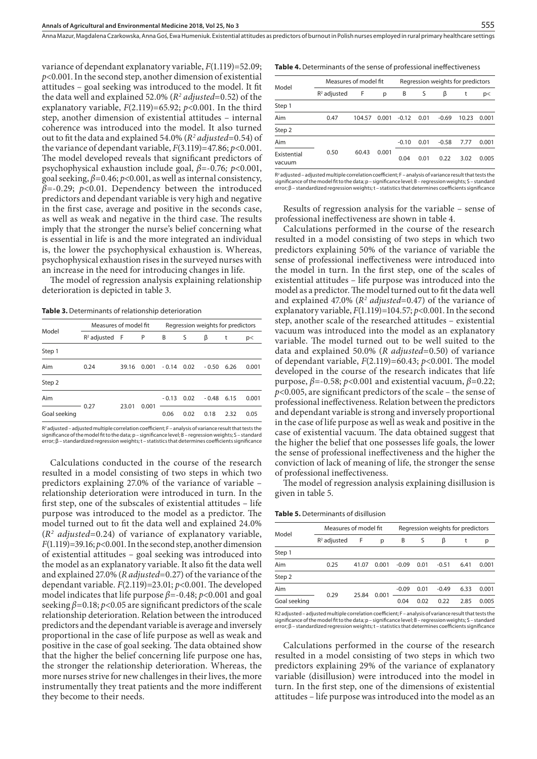variance of dependant explanatory variable, $F(1.119)=52.09$; $p<0.001$. In the second step, another dimension of existential attitudes – goal seeking was introduced to the model. It fit the data well and explained 52.0% ($R^2$ *adjusted*=0.52) of the explanatory variable, $F(2.119)=65.92$; $p<0.001$. In the third step, another dimension of existential attitudes – internal coherence was introduced into the model. It also turned out to fit the data and explained 54.0% ($R^2$ *adjusted*=0.54) of the variance of dependant variable, $F(3.119)=47.86$; $p<0.001$. The model developed reveals that significant predictors of psychophysical exhaustion include goal, $\beta=-0.76$; $p<0.001$, goal seeking, $\beta=0.46$; $p<0.001$, as well as internal consistency, $\beta=-0.29$; $p<0.01$. Dependency between the introduced predictors and dependant variable is very high and negative in the first case, average and positive in the seconds case, as well as weak and negative in the third case. The results imply that the stronger the nurse's belief concerning what is essential in life is and the more integrated an individual is, the lower the psychophysical exhaustion is. Whereas, psychophysical exhaustion rises in the surveyed nurses with an increase in the need for introducing changes in life.

The model of regression analysis explaining relationship deterioration is depicted in table 3.

**Table 3.** Determinants of relationship deterioration

| Model | Measures of model fit | | | Regression weights for predictors | | | | |
|---|---|---|---|---|---|---|---|---|
| | $R^2$ adjusted | F | P | B | S | β | t | p< |
| Step 1 | | | | | | | | |
| Aim | 0.24 | 39.16 | 0.001 | - 0.14 | 0.02 | - 0.50 | 6.26 | 0.001 |
| Step 2 | | | | | | | | |
| Aim | 0.27 | 23.01 | 0.001 | - 0.13 | 0.02 | - 0.48 | 6.15 | 0.001 |
| Goal seeking | | | | 0.06 | 0.02 | 0.18 | 2.32 | 0.05 |

$R^2$ adjusted – adjusted multiple correlation coefficient; F – analysis of variance result that tests the significance of the model fit to the data; p – significance level; B – regression weights; S – standard error; β – standardized regression weights; t – statistics that determines coefficients significance

Calculations conducted in the course of the research resulted in a model consisting of two steps in which two predictors explaining 27.0% of the variance of variable – relationship deterioration were introduced in turn. In the first step, one of the subscales of existential attitudes – life purpose was introduced to the model as a predictor. The model turned out to fit the data well and explained 24.0% ($R^2$ *adjusted*=0.24) of variance of explanatory variable, $F(1.119)=39.16$; $p<0.001$. In the second step, another dimension of existential attitudes – goal seeking was introduced into the model as an explanatory variable. It also fit the data well and explained 27.0% (*R adjusted*=0.27) of the variance of the dependant variable. $F(2.119)=23.01$; $p<0.001$. The developed model indicates that life purpose $\beta=-0.48$; $p<0.001$ and goal seeking $\beta=0.18$; $p<0.05$ are significant predictors of the scale relationship deterioration. Relation between the introduced predictors and the dependant variable is average and inversely proportional in the case of life purpose as well as weak and positive in the case of goal seeking. The data obtained show that the higher the belief concerning life purpose one has, the stronger the relationship deterioration. Whereas, the more nurses strive for new challenges in their lives, the more instrumentally they treat patients and the more indifferent they become to their needs.

**Table 4.** Determinants of the sense of professional ineffectiveness

| Model | Measures of model fit | | | Regression weights for predictors | | | | |
|---|---|---|---|---|---|---|---|---|
| | $R^2$ adjusted | F | p | B | S | β | t | p< |
| Step 1 | | | | | | | | |
| Aim | 0.47 | 104.57 | 0.001 | -0.12 | 0.01 | -0.69 | 10.23 | 0.001 |
| Step 2 | | | | | | | | |
| Aim | 0.50 | 60.43 | 0.001 | -0.10 | 0.01 | -0.58 | 7.77 | 0.001 |
| Existential vacuum | | | | 0.04 | 0.01 | 0.22 | 3.02 | 0.005 |

$R^2$ adjusted – adjusted multiple correlation coefficient; F – analysis of variance result that tests the significance of the model fit to the data; p – significance level; B – regression weights; S – standard error; β – standardized regression weights; t – statistics that determines coefficients significance

Results of regression analysis for the variable – sense of professional ineffectiveness are shown in table 4.

Calculations performed in the course of the research resulted in a model consisting of two steps in which two predictors explaining 50% of the variance of variable the sense of professional ineffectiveness were introduced into the model in turn. In the first step, one of the scales of existential attitudes – life purpose was introduced into the model as a predictor. The model turned out to fit the data well and explained 47.0% ($R^2$ *adjusted*=0.47) of the variance of explanatory variable, $F(1.119)=104.57$; $p<0.001$. In the second step, another scale of the researched attitudes – existential vacuum was introduced into the model as an explanatory variable. The model turned out to be well suited to the data and explained 50.0% (*R adjusted*=0.50) of variance of dependant variable, $F(2.119)=60.43$; $p<0.001$. The model developed in the course of the research indicates that life purpose, $\beta=-0.58$; $p<0.001$ and existential vacuum, $\beta=0.22$; $p<0.005$, are significant predictors of the scale – the sense of professional ineffectiveness. Relation between the predictors and dependant variable is strong and inversely proportional in the case of life purpose as well as weak and positive in the case of existential vacuum. The data obtained suggest that the higher the belief that one possesses life goals, the lower the sense of professional ineffectiveness and the higher the conviction of lack of meaning of life, the stronger the sense of professional ineffectiveness.

The model of regression analysis explaining disillusion is given in table 5.

**Table 5.** Determinants of disillusion

| Model | Measures of model fit | | | Regression weights for predictors | | | | |
|---|---|---|---|---|---|---|---|---|
| | $R^2$ adjusted | F | p | B | S | β | t | p |
| Step 1 | | | | | | | | |
| Aim | 0.25 | 41.07 | 0.001 | -0.09 | 0.01 | -0.51 | 6.41 | 0.001 |
| Step 2 | | | | | | | | |
| Aim | 0.29 | 25.84 | 0.001 | -0.09 | 0.01 | -0.49 | 6.33 | 0.001 |
| Goal seeking | | | | 0.04 | 0.02 | 0.22 | 2.85 | 0.005 |

R2 adjusted – adjusted multiple correlation coefficient; F – analysis of variance result that tests the significance of the model fit to the data; p – significance level; B – regression weights; S – standard error; β – standardized regression weights; t – statistics that determines coefficients significance

Calculations performed in the course of the research resulted in a model consisting of two steps in which two predictors explaining 29% of the variance of explanatory variable (disillusion) were introduced into the model in turn. In the first step, one of the dimensions of existential attitudes – life purpose was introduced into the model as an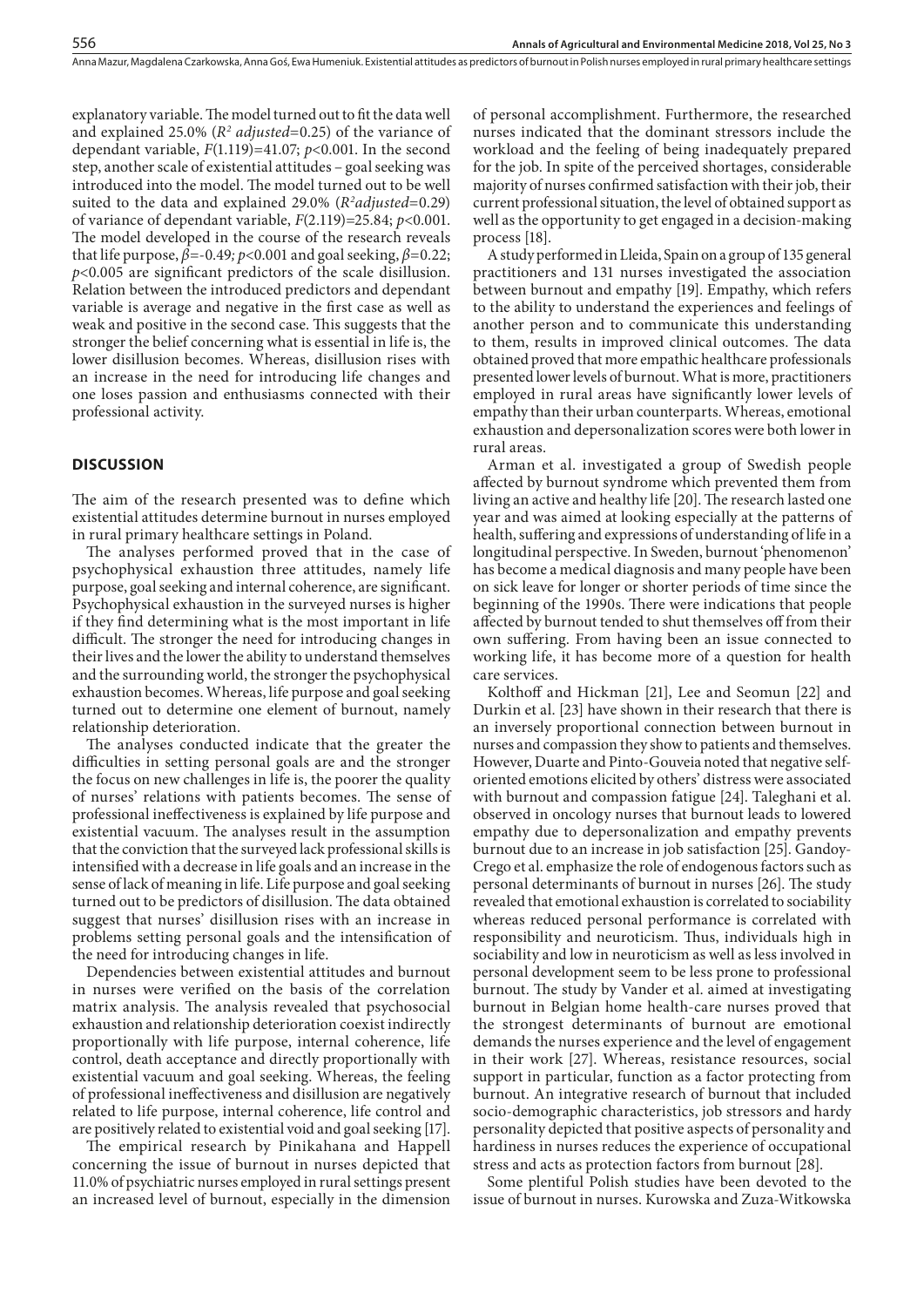explanatory variable. The model turned out to fit the data well and explained 25.0% ($R^2$ *adjusted*=0.25) of the variance of dependant variable, $F(1.119)=41.07$; $p<0.001$. In the second step, another scale of existential attitudes – goal seeking was introduced into the model. The model turned out to be well suited to the data and explained 29.0% ($R^2$*adjusted*=0.29) of variance of dependant variable, $F(2.119)=25.84$; $p<0.001$. The model developed in the course of the research reveals that life purpose, $\beta=-0.49$; $p<0.001$ and goal seeking, $\beta=0.22$; $p<0.005$ are significant predictors of the scale disillusion. Relation between the introduced predictors and dependant variable is average and negative in the first case as well as weak and positive in the second case. This suggests that the stronger the belief concerning what is essential in life is, the lower disillusion becomes. Whereas, disillusion rises with an increase in the need for introducing life changes and one loses passion and enthusiasms connected with their professional activity.

## DISCUSSION

The aim of the research presented was to define which existential attitudes determine burnout in nurses employed in rural primary healthcare settings in Poland.

The analyses performed proved that in the case of psychophysical exhaustion three attitudes, namely life purpose, goal seeking and internal coherence, are significant. Psychophysical exhaustion in the surveyed nurses is higher if they find determining what is the most important in life difficult. The stronger the need for introducing changes in their lives and the lower the ability to understand themselves and the surrounding world, the stronger the psychophysical exhaustion becomes. Whereas, life purpose and goal seeking turned out to determine one element of burnout, namely relationship deterioration.

The analyses conducted indicate that the greater the difficulties in setting personal goals are and the stronger the focus on new challenges in life is, the poorer the quality of nurses' relations with patients becomes. The sense of professional ineffectiveness is explained by life purpose and existential vacuum. The analyses result in the assumption that the conviction that the surveyed lack professional skills is intensified with a decrease in life goals and an increase in the sense of lack of meaning in life. Life purpose and goal seeking turned out to be predictors of disillusion. The data obtained suggest that nurses' disillusion rises with an increase in problems setting personal goals and the intensification of the need for introducing changes in life.

Dependencies between existential attitudes and burnout in nurses were verified on the basis of the correlation matrix analysis. The analysis revealed that psychosocial exhaustion and relationship deterioration coexist indirectly proportionally with life purpose, internal coherence, life control, death acceptance and directly proportionally with existential vacuum and goal seeking. Whereas, the feeling of professional ineffectiveness and disillusion are negatively related to life purpose, internal coherence, life control and are positively related to existential void and goal seeking [17].

The empirical research by Pinikahana and Happell concerning the issue of burnout in nurses depicted that 11.0% of psychiatric nurses employed in rural settings present an increased level of burnout, especially in the dimension of personal accomplishment. Furthermore, the researched nurses indicated that the dominant stressors include the workload and the feeling of being inadequately prepared for the job. In spite of the perceived shortages, considerable majority of nurses confirmed satisfaction with their job, their current professional situation, the level of obtained support as well as the opportunity to get engaged in a decision-making process [18].

A study performed in Lleida, Spain on a group of 135 general practitioners and 131 nurses investigated the association between burnout and empathy [19]. Empathy, which refers to the ability to understand the experiences and feelings of another person and to communicate this understanding to them, results in improved clinical outcomes. The data obtained proved that more empathic healthcare professionals presented lower levels of burnout. What is more, practitioners employed in rural areas have significantly lower levels of empathy than their urban counterparts. Whereas, emotional exhaustion and depersonalization scores were both lower in rural areas.

Arman et al. investigated a group of Swedish people affected by burnout syndrome which prevented them from living an active and healthy life [20]. The research lasted one year and was aimed at looking especially at the patterns of health, suffering and expressions of understanding of life in a longitudinal perspective. In Sweden, burnout 'phenomenon' has become a medical diagnosis and many people have been on sick leave for longer or shorter periods of time since the beginning of the 1990s. There were indications that people affected by burnout tended to shut themselves off from their own suffering. From having been an issue connected to working life, it has become more of a question for health care services.

Kolthoff and Hickman [21], Lee and Seomun [22] and Durkin et al. [23] have shown in their research that there is an inversely proportional connection between burnout in nurses and compassion they show to patients and themselves. However, Duarte and Pinto-Gouveia noted that negative self-oriented emotions elicited by others' distress were associated with burnout and compassion fatigue [24]. Taleghani et al. observed in oncology nurses that burnout leads to lowered empathy due to depersonalization and empathy prevents burnout due to an increase in job satisfaction [25]. Gandoy-Crego et al. emphasize the role of endogenous factors such as personal determinants of burnout in nurses [26]. The study revealed that emotional exhaustion is correlated to sociability whereas reduced personal performance is correlated with responsibility and neuroticism. Thus, individuals high in sociability and low in neuroticism as well as less involved in personal development seem to be less prone to professional burnout. The study by Vander et al. aimed at investigating burnout in Belgian home health-care nurses proved that the strongest determinants of burnout are emotional demands the nurses experience and the level of engagement in their work [27]. Whereas, resistance resources, social support in particular, function as a factor protecting from burnout. An integrative research of burnout that included socio-demographic characteristics, job stressors and hardy personality depicted that positive aspects of personality and hardiness in nurses reduces the experience of occupational stress and acts as protection factors from burnout [28].

Some plentiful Polish studies have been devoted to the issue of burnout in nurses. Kurowska and Zuza-Witkowska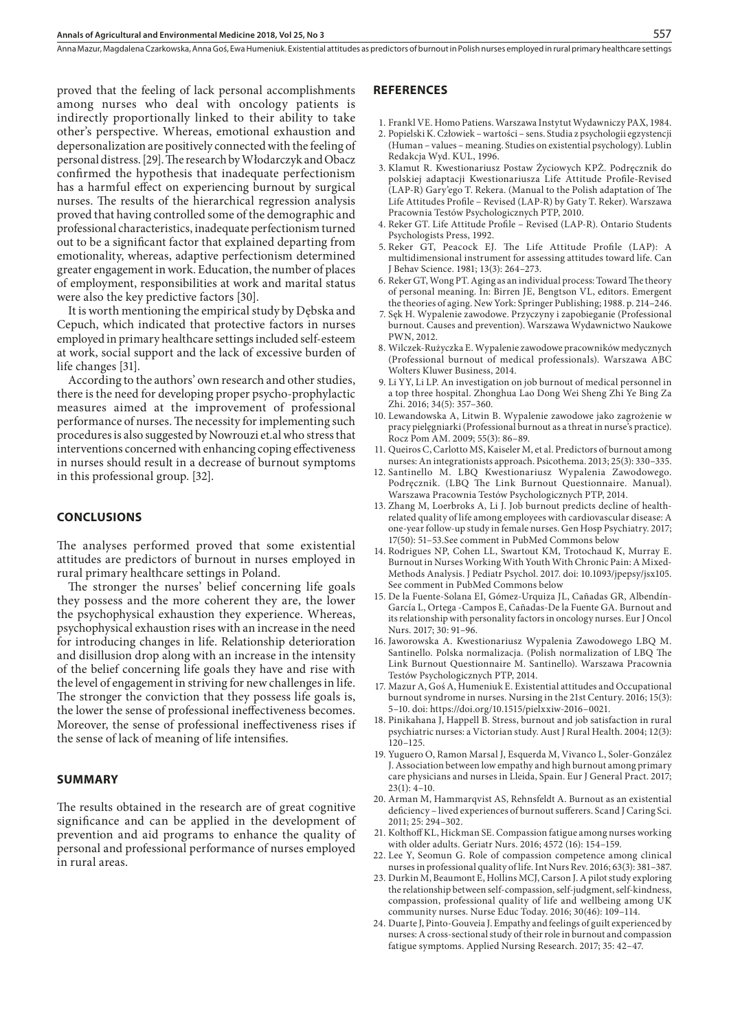proved that the feeling of lack personal accomplishments among nurses who deal with oncology patients is indirectly proportionally linked to their ability to take other's perspective. Whereas, emotional exhaustion and depersonalization are positively connected with the feeling of personal distress. [29]. The research by Włodarczyk and Obacz confirmed the hypothesis that inadequate perfectionism has a harmful effect on experiencing burnout by surgical nurses. The results of the hierarchical regression analysis proved that having controlled some of the demographic and professional characteristics, inadequate perfectionism turned out to be a significant factor that explained departing from emotionality, whereas, adaptive perfectionism determined greater engagement in work. Education, the number of places of employment, responsibilities at work and marital status were also the key predictive factors [30].

It is worth mentioning the empirical study by Dębska and Cepuch, which indicated that protective factors in nurses employed in primary healthcare settings included self-esteem at work, social support and the lack of excessive burden of life changes [31].

According to the authors' own research and other studies, there is the need for developing proper psycho-prophylactic measures aimed at the improvement of professional performance of nurses. The necessity for implementing such procedures is also suggested by Nowrouzi et.al who stress that interventions concerned with enhancing coping effectiveness in nurses should result in a decrease of burnout symptoms in this professional group. [32].

## CONCLUSIONS

The analyses performed proved that some existential attitudes are predictors of burnout in nurses employed in rural primary healthcare settings in Poland.

The stronger the nurses' belief concerning life goals they possess and the more coherent they are, the lower the psychophysical exhaustion they experience. Whereas, psychophysical exhaustion rises with an increase in the need for introducing changes in life. Relationship deterioration and disillusion drop along with an increase in the intensity of the belief concerning life goals they have and rise with the level of engagement in striving for new challenges in life. The stronger the conviction that they possess life goals is, the lower the sense of professional ineffectiveness becomes. Moreover, the sense of professional ineffectiveness rises if the sense of lack of meaning of life intensifies.

## SUMMARY

The results obtained in the research are of great cognitive significance and can be applied in the development of prevention and aid programs to enhance the quality of personal and professional performance of nurses employed in rural areas.

## REFERENCES

1. Frankl VE. Homo Patiens. Warszawa Instytut Wydawniczy PAX, 1984.
2. Popielski K. Człowiek – wartości – sens. Studia z psychologii egzystencji (Human – values – meaning. Studies on existential psychology). Lublin Redakcja Wyd. KUL, 1996.
3. Klamut R. Kwestionariusz Postaw Życiowych KPŻ. Podręcznik do polskiej adaptacji Kwestionariusza Life Attitude Profile-Revised (LAP-R) Gary'ego T. Rekera. (Manual to the Polish adaptation of The Life Attitudes Profile – Revised (LAP-R) by Gaty T. Reker). Warszawa Pracownia Testów Psychologicznych PTP, 2010.
4. Reker GT. Life Attitude Profile – Revised (LAP-R). Ontario Students Psychologists Press, 1992.
5. Reker GT, Peacock EJ. The Life Attitude Profile (LAP): A multidimensional instrument for assessing attitudes toward life. Can J Behav Science. 1981; 13(3): 264–273.
6. Reker GT, Wong PT. Aging as an individual process: Toward The theory of personal meaning. In: Birren JE, Bengtson VL, editors. Emergent the theories of aging. New York: Springer Publishing; 1988. p. 214–246.
7. Sęk H. Wypalenie zawodowe. Przyczyny i zapobieganie (Professional burnout. Causes and prevention). Warszawa Wydawnictwo Naukowe PWN, 2012.
8. Wilczek-Rużyczka E. Wypalenie zawodowe pracowników medycznych (Professional burnout of medical professionals). Warszawa ABC Wolters Kluwer Business, 2014.
9. Li YY, Li LP. An investigation on job burnout of medical personnel in a top three hospital. Zhonghua Lao Dong Wei Sheng Zhi Ye Bing Za Zhi. 2016; 34(5): 357–360.
10. Lewandowska A, Litwin B. Wypalenie zawodowe jako zagrożenie w pracy pielęgniarki (Professional burnout as a threat in nurse's practice). Rocz Pom AM. 2009; 55(3): 86–89.
11. Queiros C, Carlotto MS, Kaiseler M, et al. Predictors of burnout among nurses: An integrationists approach. Psicothema. 2013; 25(3): 330–335.
12. Santinello M. LBQ Kwestionariusz Wypalenia Zawodowego. Podręcznik. (LBQ The Link Burnout Questionnaire. Manual). Warszawa Pracownia Testów Psychologicznych PTP, 2014.
13. Zhang M, Loerbroks A, Li J. Job burnout predicts decline of health-related quality of life among employees with cardiovascular disease: A one-year follow-up study in female nurses. Gen Hosp Psychiatry. 2017; 17(50): 51–53.See comment in PubMed Commons below
14. Rodrigues NP, Cohen LL, Swartout KM, Trotochaud K, Murray E. Burnout in Nurses Working With Youth With Chronic Pain: A Mixed-Methods Analysis. J Pediatr Psychol. 2017. doi: 10.1093/jpepsy/jsx105. See comment in PubMed Commons below
15. De la Fuente-Solana EI, Gómez-Urquiza JL, Cañadas GR, Albendín-García L, Ortega -Campos E, Cañadas-De la Fuente GA. Burnout and its relationship with personality factors in oncology nurses. Eur J Oncol Nurs. 2017; 30: 91–96.
16. Jaworowska A. Kwestionariusz Wypalenia Zawodowego LBQ M. Santinello. Polska normalizacja. (Polish normalization of LBQ The Link Burnout Questionnaire M. Santinello). Warszawa Pracownia Testów Psychologicznych PTP, 2014.
17. Mazur A, Goś A, Humeniuk E. Existential attitudes and Occupational burnout syndrome in nurses. Nursing in the 21st Century. 2016; 15(3): 5–10. doi: https://doi.org/10.1515/pielxxiw-2016–0021.
18. Pinikahana J, Happell B. Stress, burnout and job satisfaction in rural psychiatric nurses: a Victorian study. Aust J Rural Health. 2004; 12(3): 120–125.
19. Yuguero O, Ramon Marsal J, Esquerda M, Vivanco L, Soler-González J. Association between low empathy and high burnout among primary care physicians and nurses in Lleida, Spain. Eur J General Pract. 2017; 23(1): 4–10.
20. Arman M, Hammarqvist AS, Rehnsfeldt A. Burnout as an existential deficiency – lived experiences of burnout sufferers. Scand J Caring Sci. 2011; 25: 294–302.
21. Kolthoff KL, Hickman SE. Compassion fatigue among nurses working with older adults. Geriatr Nurs. 2016; 4572 (16): 154–159.
22. Lee Y, Seomun G. Role of compassion competence among clinical nurses in professional quality of life. Int Nurs Rev. 2016; 63(3): 381–387.
23. Durkin M, Beaumont E, Hollins MCJ, Carson J. A pilot study exploring the relationship between self-compassion, self-judgment, self-kindness, compassion, professional quality of life and wellbeing among UK community nurses. Nurse Educ Today. 2016; 30(46): 109–114.
24. Duarte J, Pinto-Gouveia J. Empathy and feelings of guilt experienced by nurses: A cross-sectional study of their role in burnout and compassion fatigue symptoms. Applied Nursing Research. 2017; 35: 42–47.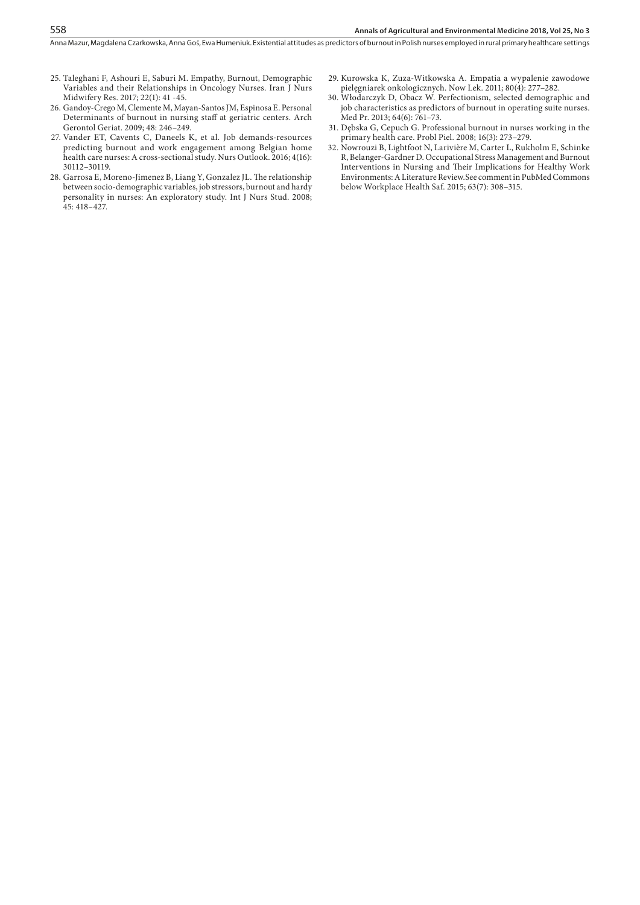25. Taleghani F, Ashouri E, Saburi M. Empathy, Burnout, Demographic Variables and their Relationships in Oncology Nurses. Iran J Nurs Midwifery Res. 2017; 22(1): 41 -45.
26. Gandoy-Crego M, Clemente M, Mayan-Santos JM, Espinosa E. Personal Determinants of burnout in nursing staff at geriatric centers. Arch Gerontol Geriat. 2009; 48: 246–249.
27. Vander ET, Cavents C, Daneels K, et al. Job demands-resources predicting burnout and work engagement among Belgian home health care nurses: A cross-sectional study. Nurs Outlook. 2016; 4(16): 30112–30119.
28. Garrosa E, Moreno-Jimenez B, Liang Y, Gonzalez JL. The relationship between socio-demographic variables, job stressors, burnout and hardy personality in nurses: An exploratory study. Int J Nurs Stud. 2008; 45: 418–427.
29. Kurowska K, Zuza-Witkowska A. Empatia a wypalenie zawodowe pielęgniarek onkologicznych. Now Lek. 2011; 80(4): 277–282.
30. Włodarczyk D, Obacz W. Perfectionism, selected demographic and job characteristics as predictors of burnout in operating suite nurses. Med Pr. 2013; 64(6): 761–73.
31. Dębska G, Cepuch G. Professional burnout in nurses working in the primary health care. Probl Piel. 2008; 16(3): 273–279.
32. Nowrouzi B, Lightfoot N, Larivière M, Carter L, Rukholm E, Schinke R, Belanger-Gardner D. Occupational Stress Management and Burnout Interventions in Nursing and Their Implications for Healthy Work Environments: A Literature Review.See comment in PubMed Commons below Workplace Health Saf. 2015; 63(7): 308–315.